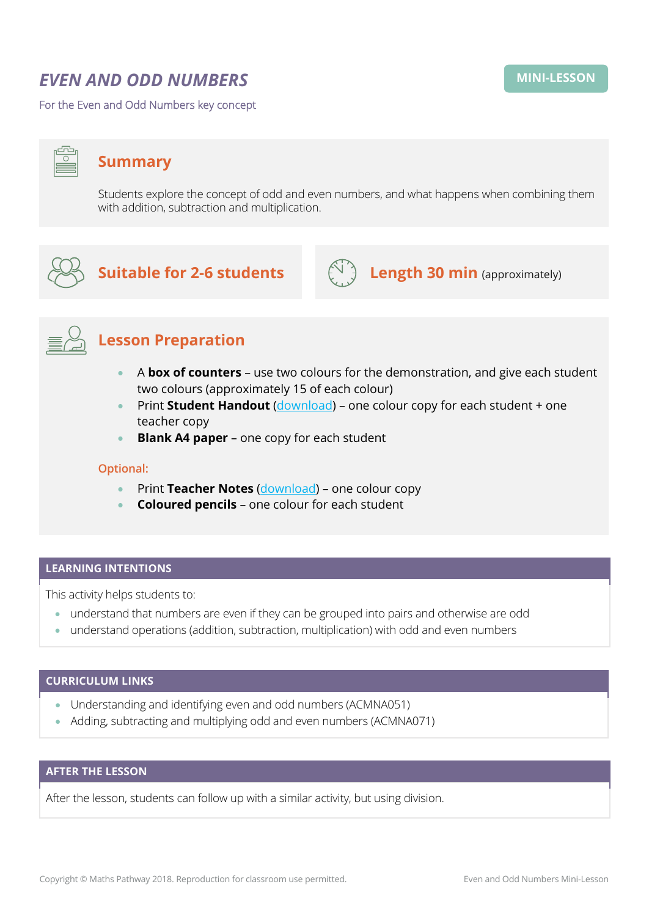# *EVEN AND ODD NUMBERS*

**MINI-LESSON**

For the Even and Odd Numbers key concept

## Summary

Students explore the concept of odd and even numbers, and what happens when combining them with addition, subtraction and multiplication.

## Suitable for 2-6 students

## Length 30 min (approximately)

## Lesson Preparation

- A **box of counters** – use two colours for the demonstration, and give each student two colours (approximately 15 of each colour)
- Print **Student Handout** (download) – one colour copy for each student + one teacher copy
- **Blank A4 paper** – one copy for each student

Optional:

- Print **Teacher Notes** (download) – one colour copy
- **Coloured pencils** – one colour for each student

## LEARNING INTENTIONS

This activity helps students to:

- understand that numbers are even if they can be grouped into pairs and otherwise are odd
- understand operations (addition, subtraction, multiplication) with odd and even numbers

## CURRICULUM LINKS

- Understanding and identifying even and odd numbers (ACMNA051)
- Adding, subtracting and multiplying odd and even numbers (ACMNA071)

## AFTER THE LESSON

After the lesson, students can follow up with a similar activity, but using division.

Copyright © Maths Pathway 2018. Reproduction for classroom use permitted.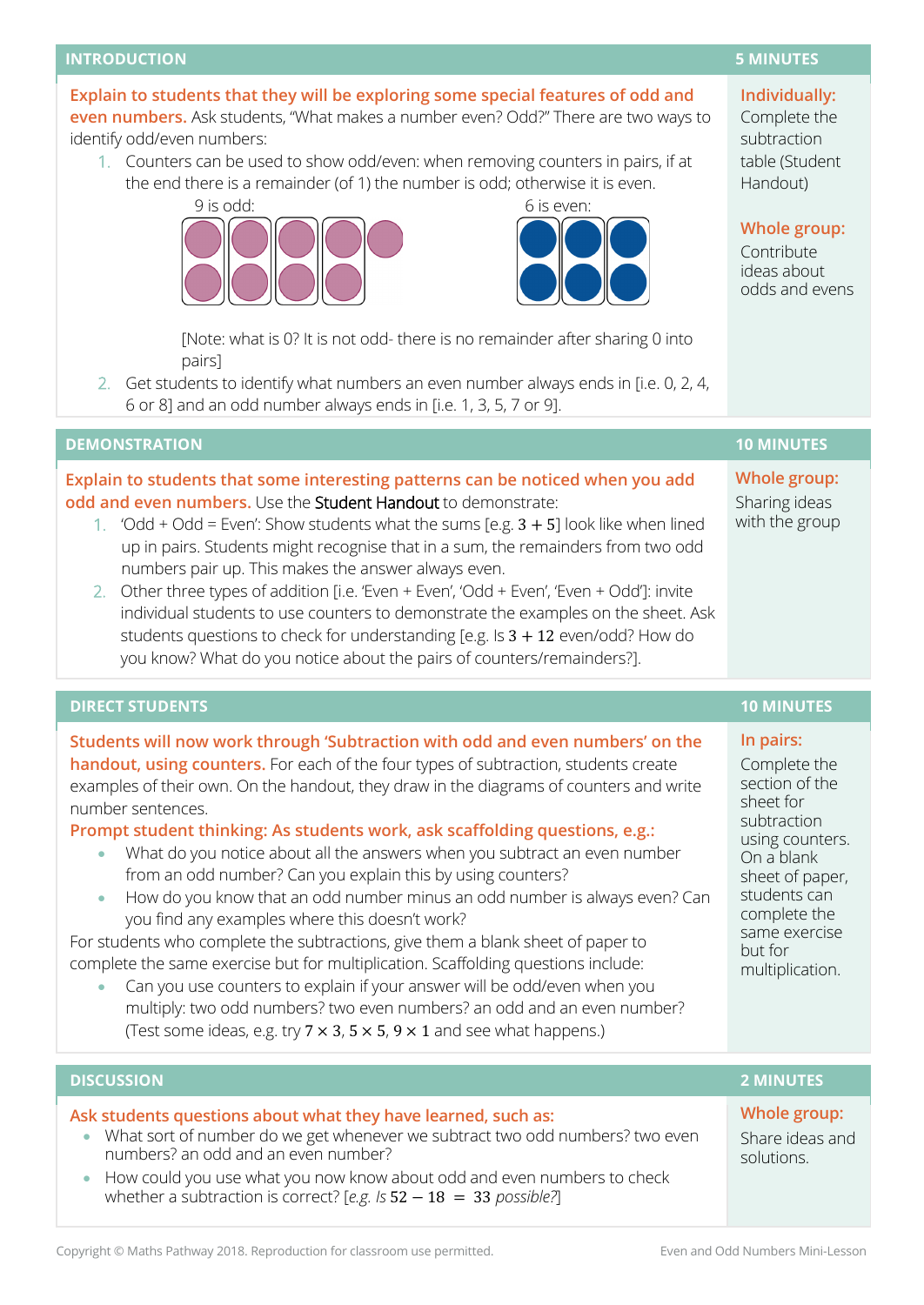## INTRODUCTION — 5 MINUTES

**Explain to students that they will be exploring some special features of odd and even numbers.** Ask students, "What makes a number even? Odd?" There are two ways to identify odd/even numbers:

1. Counters can be used to show odd/even: when removing counters in pairs, if at the end there is a remainder (of 1) the number is odd; otherwise it is even.

   9 is odd:

   6 is even:

   [Note: what is 0? It is not odd- there is no remainder after sharing 0 into pairs]
2. Get students to identify what numbers an even number always ends in [i.e. 0, 2, 4, 6 or 8] and an odd number always ends in [i.e. 1, 3, 5, 7 or 9].

**Individually:** Complete the subtraction table (Student Handout)

**Whole group:** Contribute ideas about odds and evens

## DEMONSTRATION — 10 MINUTES

**Explain to students that some interesting patterns can be noticed when you add odd and even numbers.** Use the Student Handout to demonstrate:

1. 'Odd + Odd = Even': Show students what the sums [e.g. $3 + 5$] look like when lined up in pairs. Students might recognise that in a sum, the remainders from two odd numbers pair up. This makes the answer always even.
2. Other three types of addition [i.e. 'Even + Even', 'Odd + Even', 'Even + Odd']: invite individual students to use counters to demonstrate the examples on the sheet. Ask students questions to check for understanding [e.g. Is $3 + 12$ even/odd? How do you know? What do you notice about the pairs of counters/remainders?].

**Whole group:** Sharing ideas with the group

## DIRECT STUDENTS — 10 MINUTES

**Students will now work through 'Subtraction with odd and even numbers' on the handout, using counters.** For each of the four types of subtraction, students create examples of their own. On the handout, they draw in the diagrams of counters and write number sentences.

**Prompt student thinking: As students work, ask scaffolding questions, e.g.:**

- What do you notice about all the answers when you subtract an even number from an odd number? Can you explain this by using counters?
- How do you know that an odd number minus an odd number is always even? Can you find any examples where this doesn't work?

For students who complete the subtractions, give them a blank sheet of paper to complete the same exercise but for multiplication. Scaffolding questions include:

- Can you use counters to explain if your answer will be odd/even when you multiply: two odd numbers? two even numbers? an odd and an even number? (Test some ideas, e.g. try $7 \times 3$, $5 \times 5$, $9 \times 1$ and see what happens.)

**In pairs:** Complete the section of the sheet for subtraction using counters. On a blank sheet of paper, students can complete the same exercise but for multiplication.

## DISCUSSION — 2 MINUTES

**Ask students questions about what they have learned, such as:**

- What sort of number do we get whenever we subtract two odd numbers? two even numbers? an odd and an even number?
- How could you use what you now know about odd and even numbers to check whether a subtraction is correct? [*e.g. Is* $52 - 18 = 33$ *possible?*]

**Whole group:** Share ideas and solutions.